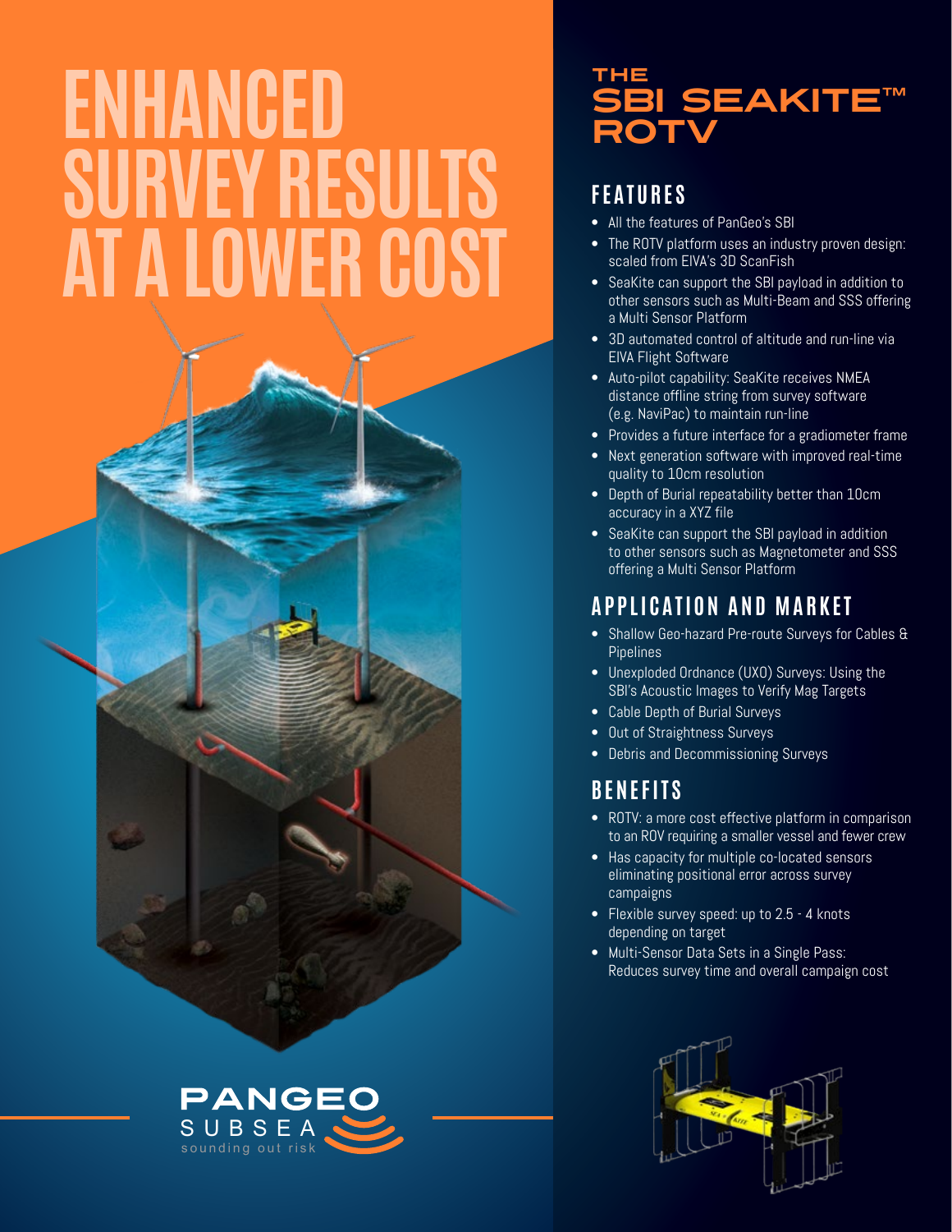# ENHANCED SURVEY RESULTS AT A LOWER COST

# THE SBI SEAKITE™ ROTV

## FEATURES

- All the features of PanGeo's SBI
- The ROTV platform uses an industry proven design: scaled from EIVA's 3D ScanFish
- SeaKite can support the SBI payload in addition to other sensors such as Multi-Beam and SSS offering a Multi Sensor Platform
- 3D automated control of altitude and run-line via EIVA Flight Software
- Auto-pilot capability: SeaKite receives NMEA distance offline string from survey software (e.g. NaviPac) to maintain run-line
- Provides a future interface for a gradiometer frame
- Next generation software with improved real-time quality to 10cm resolution
- Depth of Burial repeatability better than 10cm accuracy in a XYZ file
- SeaKite can support the SBI payload in addition to other sensors such as Magnetometer and SSS offering a Multi Sensor Platform

## APPLICATION AND MARKET

- Shallow Geo-hazard Pre-route Surveys for Cables & Pipelines
- Unexploded Ordnance (UXO) Surveys: Using the SBI's Acoustic Images to Verify Mag Targets
- Cable Depth of Burial Surveys
- Out of Straightness Surveys
- Debris and Decommissioning Surveys

## BENEFITS

- ROTV: a more cost effective platform in comparison to an ROV requiring a smaller vessel and fewer crew
- Has capacity for multiple co-located sensors eliminating positional error across survey campaigns
- Flexible survey speed: up to 2.5 - 4 knots depending on target
- Multi-Sensor Data Sets in a Single Pass: Reduces survey time and overall campaign cost

PANGEO SUBSEA
sounding out risk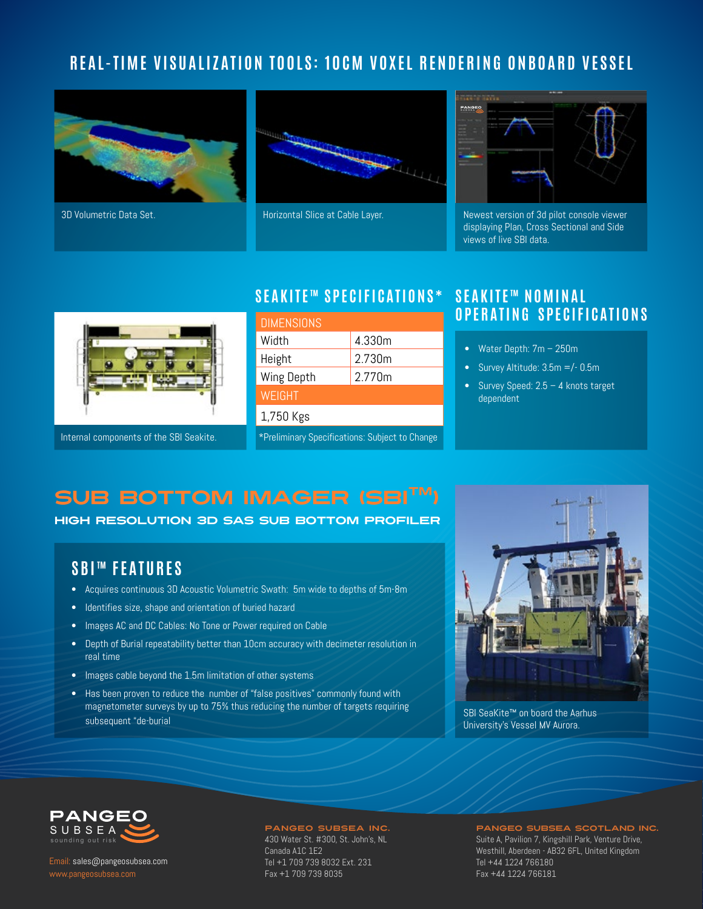# REAL-TIME VISUALIZATION TOOLS: 10CM VOXEL RENDERING ONBOARD VESSEL

3D Volumetric Data Set.

Horizontal Slice at Cable Layer.

Newest version of 3d pilot console viewer displaying Plan, Cross Sectional and Side views of live SBI data.

Internal components of the SBI Seakite.

## SEAKITE™ SPECIFICATIONS*

| | |
|---|---|
| **DIMENSIONS** | |
| Width | 4.330m |
| Height | 2.730m |
| Wing Depth | 2.770m |
| **WEIGHT** | |
| 1,750 Kgs | |

*Preliminary Specifications: Subject to Change

## SEAKITE™ NOMINAL OPERATING SPECIFICATIONS

- Water Depth: 7m – 250m
- Survey Altitude: 3.5m =/- 0.5m
- Survey Speed: 2.5 – 4 knots target dependent

# SUB BOTTOM IMAGER (SBI™)

### HIGH RESOLUTION 3D SAS SUB BOTTOM PROFILER

## SBI™ FEATURES

- Acquires continuous 3D Acoustic Volumetric Swath: 5m wide to depths of 5m-8m
- Identifies size, shape and orientation of buried hazard
- Images AC and DC Cables: No Tone or Power required on Cable
- Depth of Burial repeatability better than 10cm accuracy with decimeter resolution in real time
- Images cable beyond the 1.5m limitation of other systems
- Has been proven to reduce the number of "false positives" commonly found with magnetometer surveys by up to 75% thus reducing the number of targets requiring subsequent "de-burial

SBI SeaKite™ on board the Aarhus University's Vessel MV Aurora.

PANGEO SUBSEA
sounding out risk

Email: sales@pangeosubsea.com
www.pangeosubsea.com

**PANGEO SUBSEA INC.**
430 Water St. #300, St. John's, NL
Canada A1C 1E2
Tel +1 709 739 8032 Ext. 231
Fax +1 709 739 8035

**PANGEO SUBSEA SCOTLAND INC.**
Suite A, Pavilion 7, Kingshill Park, Venture Drive,
Westhill, Aberdeen - AB32 6FL, United Kingdom
Tel +44 1224 766180
Fax +44 1224 766181